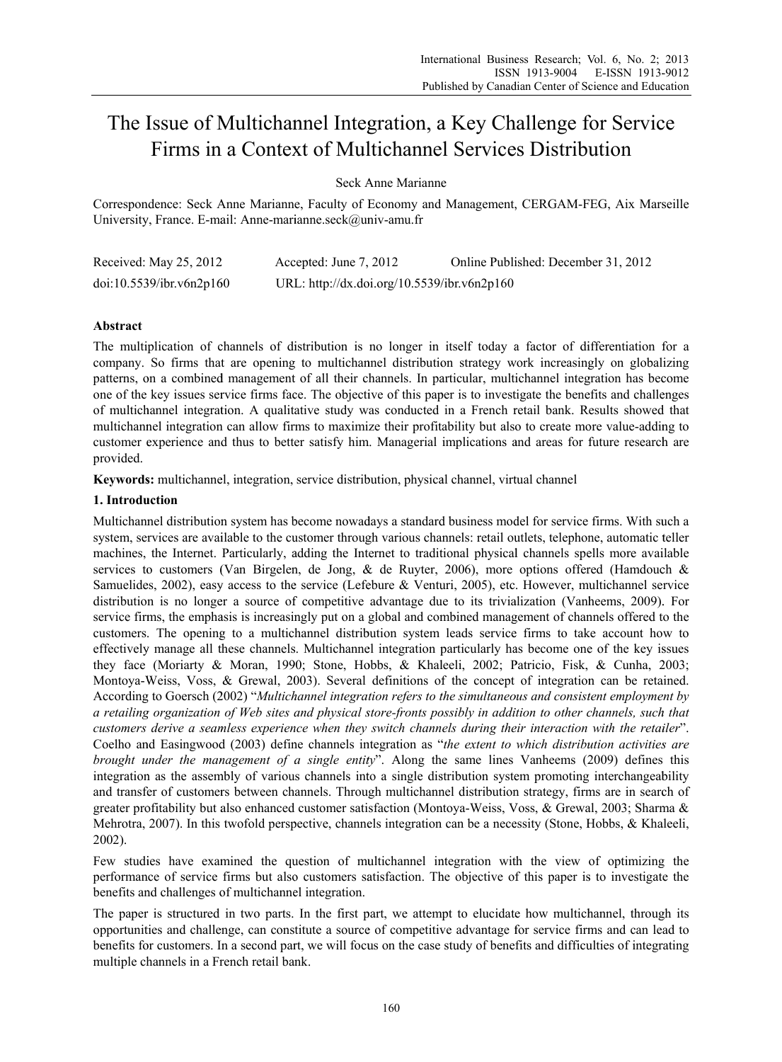# The Issue of Multichannel Integration, a Key Challenge for Service Firms in a Context of Multichannel Services Distribution

Seck Anne Marianne

Correspondence: Seck Anne Marianne, Faculty of Economy and Management, CERGAM-FEG, Aix Marseille University, France. E-mail: Anne-marianne.seck@univ-amu.fr

Received: May 25, 2012 Accepted: June 7, 2012 Online Published: December 31, 2012

doi:10.5539/ibr.v6n2p160 URL: http://dx.doi.org/10.5539/ibr.v6n2p160

## Abstract

The multiplication of channels of distribution is no longer in itself today a factor of differentiation for a company. So firms that are opening to multichannel distribution strategy work increasingly on globalizing patterns, on a combined management of all their channels. In particular, multichannel integration has become one of the key issues service firms face. The objective of this paper is to investigate the benefits and challenges of multichannel integration. A qualitative study was conducted in a French retail bank. Results showed that multichannel integration can allow firms to maximize their profitability but also to create more value-adding to customer experience and thus to better satisfy him. Managerial implications and areas for future research are provided.

**Keywords:** multichannel, integration, service distribution, physical channel, virtual channel

## 1. Introduction

Multichannel distribution system has become nowadays a standard business model for service firms. With such a system, services are available to the customer through various channels: retail outlets, telephone, automatic teller machines, the Internet. Particularly, adding the Internet to traditional physical channels spells more available services to customers (Van Birgelen, de Jong, & de Ruyter, 2006), more options offered (Hamdouch & Samuelides, 2002), easy access to the service (Lefebure & Venturi, 2005), etc. However, multichannel service distribution is no longer a source of competitive advantage due to its trivialization (Vanheems, 2009). For service firms, the emphasis is increasingly put on a global and combined management of channels offered to the customers. The opening to a multichannel distribution system leads service firms to take account how to effectively manage all these channels. Multichannel integration particularly has become one of the key issues they face (Moriarty & Moran, 1990; Stone, Hobbs, & Khaleeli, 2002; Patricio, Fisk, & Cunha, 2003; Montoya-Weiss, Voss, & Grewal, 2003). Several definitions of the concept of integration can be retained. According to Goersch (2002) "*Multichannel integration refers to the simultaneous and consistent employment by a retailing organization of Web sites and physical store-fronts possibly in addition to other channels, such that customers derive a seamless experience when they switch channels during their interaction with the retailer*". Coelho and Easingwood (2003) define channels integration as "*the extent to which distribution activities are brought under the management of a single entity*". Along the same lines Vanheems (2009) defines this integration as the assembly of various channels into a single distribution system promoting interchangeability and transfer of customers between channels. Through multichannel distribution strategy, firms are in search of greater profitability but also enhanced customer satisfaction (Montoya-Weiss, Voss, & Grewal, 2003; Sharma & Mehrotra, 2007). In this twofold perspective, channels integration can be a necessity (Stone, Hobbs, & Khaleeli, 2002).

Few studies have examined the question of multichannel integration with the view of optimizing the performance of service firms but also customers satisfaction. The objective of this paper is to investigate the benefits and challenges of multichannel integration.

The paper is structured in two parts. In the first part, we attempt to elucidate how multichannel, through its opportunities and challenge, can constitute a source of competitive advantage for service firms and can lead to benefits for customers. In a second part, we will focus on the case study of benefits and difficulties of integrating multiple channels in a French retail bank.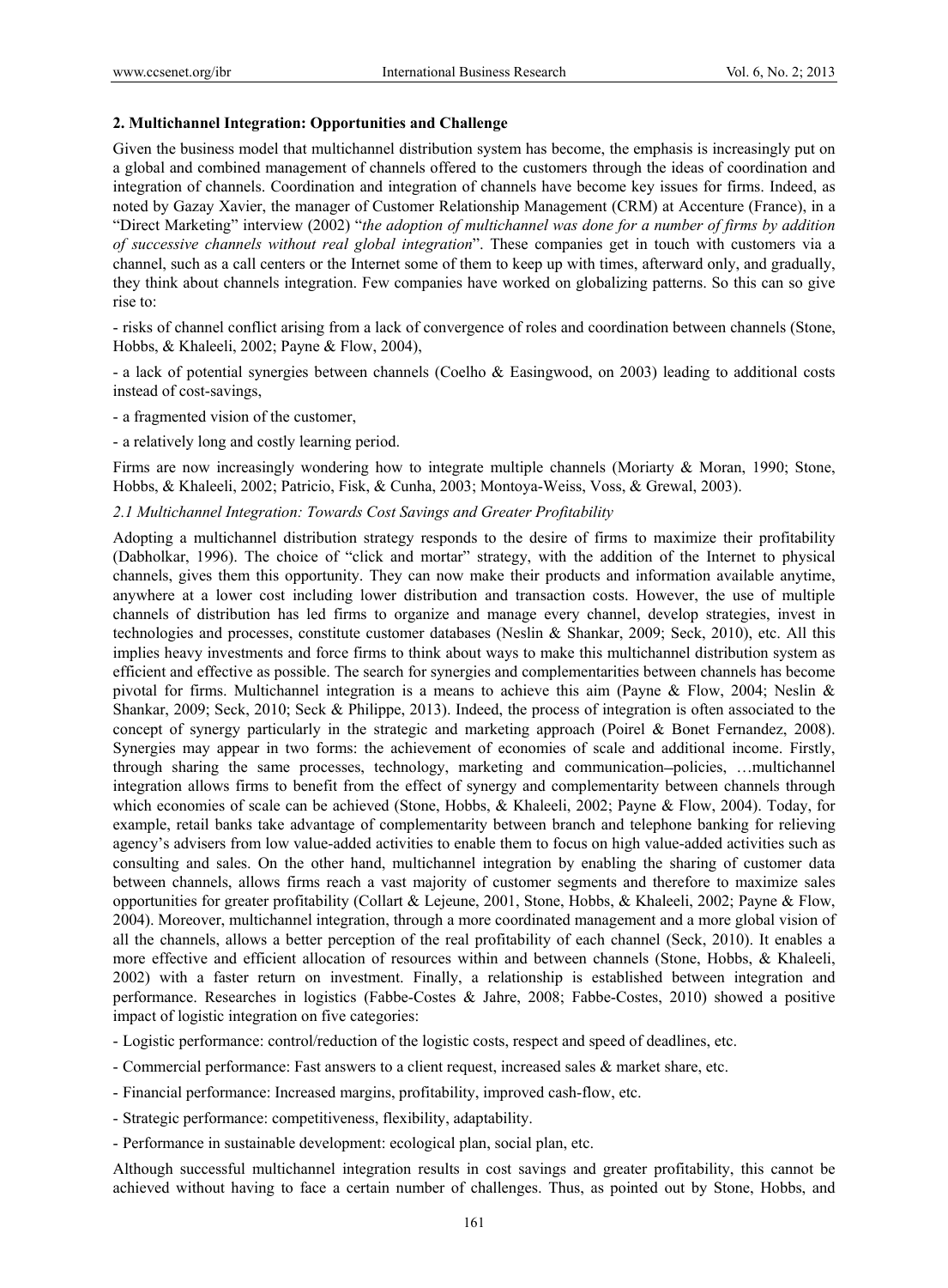## 2. Multichannel Integration: Opportunities and Challenge

Given the business model that multichannel distribution system has become, the emphasis is increasingly put on a global and combined management of channels offered to the customers through the ideas of coordination and integration of channels. Coordination and integration of channels have become key issues for firms. Indeed, as noted by Gazay Xavier, the manager of Customer Relationship Management (CRM) at Accenture (France), in a "Direct Marketing" interview (2002) "*the adoption of multichannel was done for a number of firms by addition of successive channels without real global integration*". These companies get in touch with customers via a channel, such as a call centers or the Internet some of them to keep up with times, afterward only, and gradually, they think about channels integration. Few companies have worked on globalizing patterns. So this can so give rise to:

- risks of channel conflict arising from a lack of convergence of roles and coordination between channels (Stone, Hobbs, & Khaleeli, 2002; Payne & Flow, 2004),

- a lack of potential synergies between channels (Coelho & Easingwood, on 2003) leading to additional costs instead of cost-savings,

- a fragmented vision of the customer,

- a relatively long and costly learning period.

Firms are now increasingly wondering how to integrate multiple channels (Moriarty & Moran, 1990; Stone, Hobbs, & Khaleeli, 2002; Patricio, Fisk, & Cunha, 2003; Montoya-Weiss, Voss, & Grewal, 2003).

### *2.1 Multichannel Integration: Towards Cost Savings and Greater Profitability*

Adopting a multichannel distribution strategy responds to the desire of firms to maximize their profitability (Dabholkar, 1996). The choice of "click and mortar" strategy, with the addition of the Internet to physical channels, gives them this opportunity. They can now make their products and information available anytime, anywhere at a lower cost including lower distribution and transaction costs. However, the use of multiple channels of distribution has led firms to organize and manage every channel, develop strategies, invest in technologies and processes, constitute customer databases (Neslin & Shankar, 2009; Seck, 2010), etc. All this implies heavy investments and force firms to think about ways to make this multichannel distribution system as efficient and effective as possible. The search for synergies and complementarities between channels has become pivotal for firms. Multichannel integration is a means to achieve this aim (Payne & Flow, 2004; Neslin & Shankar, 2009; Seck, 2010; Seck & Philippe, 2013). Indeed, the process of integration is often associated to the concept of synergy particularly in the strategic and marketing approach (Poirel & Bonet Fernandez, 2008). Synergies may appear in two forms: the achievement of economies of scale and additional income. Firstly, through sharing the same processes, technology, marketing and communication–policies, …multichannel integration allows firms to benefit from the effect of synergy and complementarity between channels through which economies of scale can be achieved (Stone, Hobbs, & Khaleeli, 2002; Payne & Flow, 2004). Today, for example, retail banks take advantage of complementarity between branch and telephone banking for relieving agency's advisers from low value-added activities to enable them to focus on high value-added activities such as consulting and sales. On the other hand, multichannel integration by enabling the sharing of customer data between channels, allows firms reach a vast majority of customer segments and therefore to maximize sales opportunities for greater profitability (Collart & Lejeune, 2001, Stone, Hobbs, & Khaleeli, 2002; Payne & Flow, 2004). Moreover, multichannel integration, through a more coordinated management and a more global vision of all the channels, allows a better perception of the real profitability of each channel (Seck, 2010). It enables a more effective and efficient allocation of resources within and between channels (Stone, Hobbs, & Khaleeli, 2002) with a faster return on investment. Finally, a relationship is established between integration and performance. Researches in logistics (Fabbe-Costes & Jahre, 2008; Fabbe-Costes, 2010) showed a positive impact of logistic integration on five categories:

- Logistic performance: control/reduction of the logistic costs, respect and speed of deadlines, etc.

- Commercial performance: Fast answers to a client request, increased sales & market share, etc.

- Financial performance: Increased margins, profitability, improved cash-flow, etc.

- Strategic performance: competitiveness, flexibility, adaptability.

- Performance in sustainable development: ecological plan, social plan, etc.

Although successful multichannel integration results in cost savings and greater profitability, this cannot be achieved without having to face a certain number of challenges. Thus, as pointed out by Stone, Hobbs, and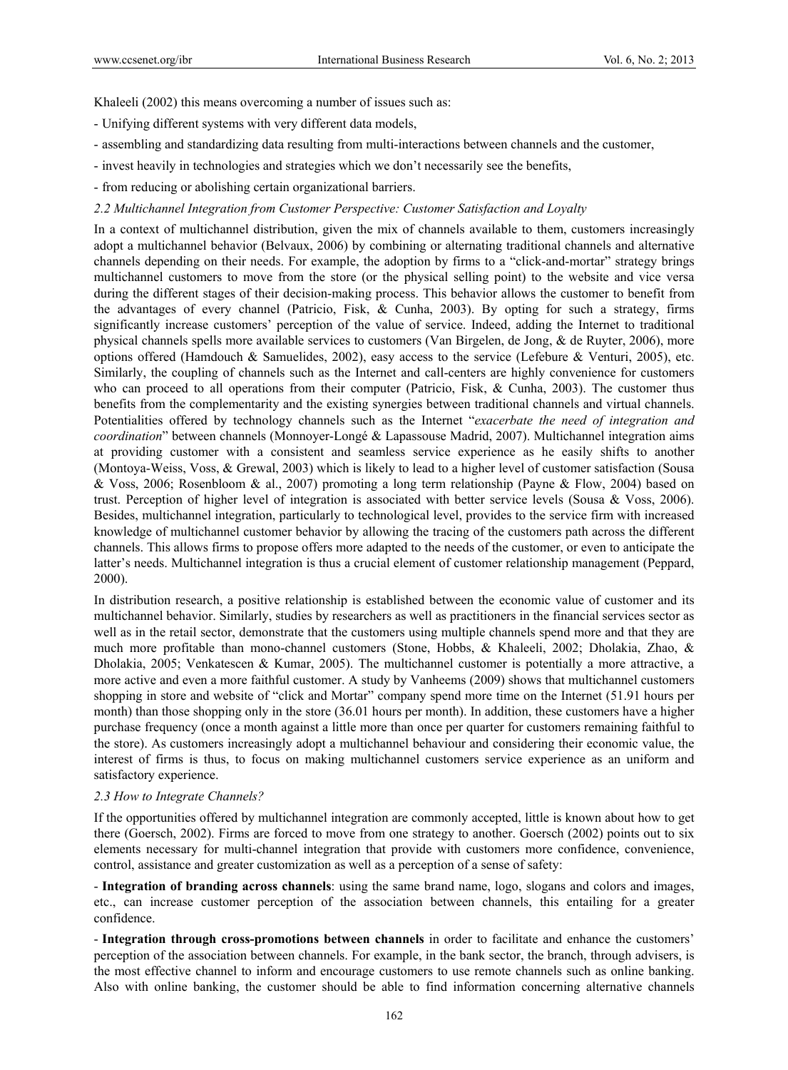Khaleeli (2002) this means overcoming a number of issues such as:

- Unifying different systems with very different data models,
- assembling and standardizing data resulting from multi-interactions between channels and the customer,
- invest heavily in technologies and strategies which we don't necessarily see the benefits,
- from reducing or abolishing certain organizational barriers.

### *2.2 Multichannel Integration from Customer Perspective: Customer Satisfaction and Loyalty*

In a context of multichannel distribution, given the mix of channels available to them, customers increasingly adopt a multichannel behavior (Belvaux, 2006) by combining or alternating traditional channels and alternative channels depending on their needs. For example, the adoption by firms to a "click-and-mortar" strategy brings multichannel customers to move from the store (or the physical selling point) to the website and vice versa during the different stages of their decision-making process. This behavior allows the customer to benefit from the advantages of every channel (Patricio, Fisk, & Cunha, 2003). By opting for such a strategy, firms significantly increase customers' perception of the value of service. Indeed, adding the Internet to traditional physical channels spells more available services to customers (Van Birgelen, de Jong, & de Ruyter, 2006), more options offered (Hamdouch & Samuelides, 2002), easy access to the service (Lefebure & Venturi, 2005), etc. Similarly, the coupling of channels such as the Internet and call-centers are highly convenience for customers who can proceed to all operations from their computer (Patricio, Fisk, & Cunha, 2003). The customer thus benefits from the complementarity and the existing synergies between traditional channels and virtual channels. Potentialities offered by technology channels such as the Internet "*exacerbate the need of integration and coordination*" between channels (Monnoyer-Longé & Lapassouse Madrid, 2007). Multichannel integration aims at providing customer with a consistent and seamless service experience as he easily shifts to another (Montoya-Weiss, Voss, & Grewal, 2003) which is likely to lead to a higher level of customer satisfaction (Sousa & Voss, 2006; Rosenbloom & al., 2007) promoting a long term relationship (Payne & Flow, 2004) based on trust. Perception of higher level of integration is associated with better service levels (Sousa & Voss, 2006). Besides, multichannel integration, particularly to technological level, provides to the service firm with increased knowledge of multichannel customer behavior by allowing the tracing of the customers path across the different channels. This allows firms to propose offers more adapted to the needs of the customer, or even to anticipate the latter's needs. Multichannel integration is thus a crucial element of customer relationship management (Peppard, 2000).

In distribution research, a positive relationship is established between the economic value of customer and its multichannel behavior. Similarly, studies by researchers as well as practitioners in the financial services sector as well as in the retail sector, demonstrate that the customers using multiple channels spend more and that they are much more profitable than mono-channel customers (Stone, Hobbs, & Khaleeli, 2002; Dholakia, Zhao, & Dholakia, 2005; Venkatescen & Kumar, 2005). The multichannel customer is potentially a more attractive, a more active and even a more faithful customer. A study by Vanheems (2009) shows that multichannel customers shopping in store and website of "click and Mortar" company spend more time on the Internet (51.91 hours per month) than those shopping only in the store (36.01 hours per month). In addition, these customers have a higher purchase frequency (once a month against a little more than once per quarter for customers remaining faithful to the store). As customers increasingly adopt a multichannel behaviour and considering their economic value, the interest of firms is thus, to focus on making multichannel customers service experience as an uniform and satisfactory experience.

### *2.3 How to Integrate Channels?*

If the opportunities offered by multichannel integration are commonly accepted, little is known about how to get there (Goersch, 2002). Firms are forced to move from one strategy to another. Goersch (2002) points out to six elements necessary for multi-channel integration that provide with customers more confidence, convenience, control, assistance and greater customization as well as a perception of a sense of safety:

- **Integration of branding across channels**: using the same brand name, logo, slogans and colors and images, etc., can increase customer perception of the association between channels, this entailing for a greater confidence.
- **Integration through cross-promotions between channels** in order to facilitate and enhance the customers' perception of the association between channels. For example, in the bank sector, the branch, through advisers, is the most effective channel to inform and encourage customers to use remote channels such as online banking. Also with online banking, the customer should be able to find information concerning alternative channels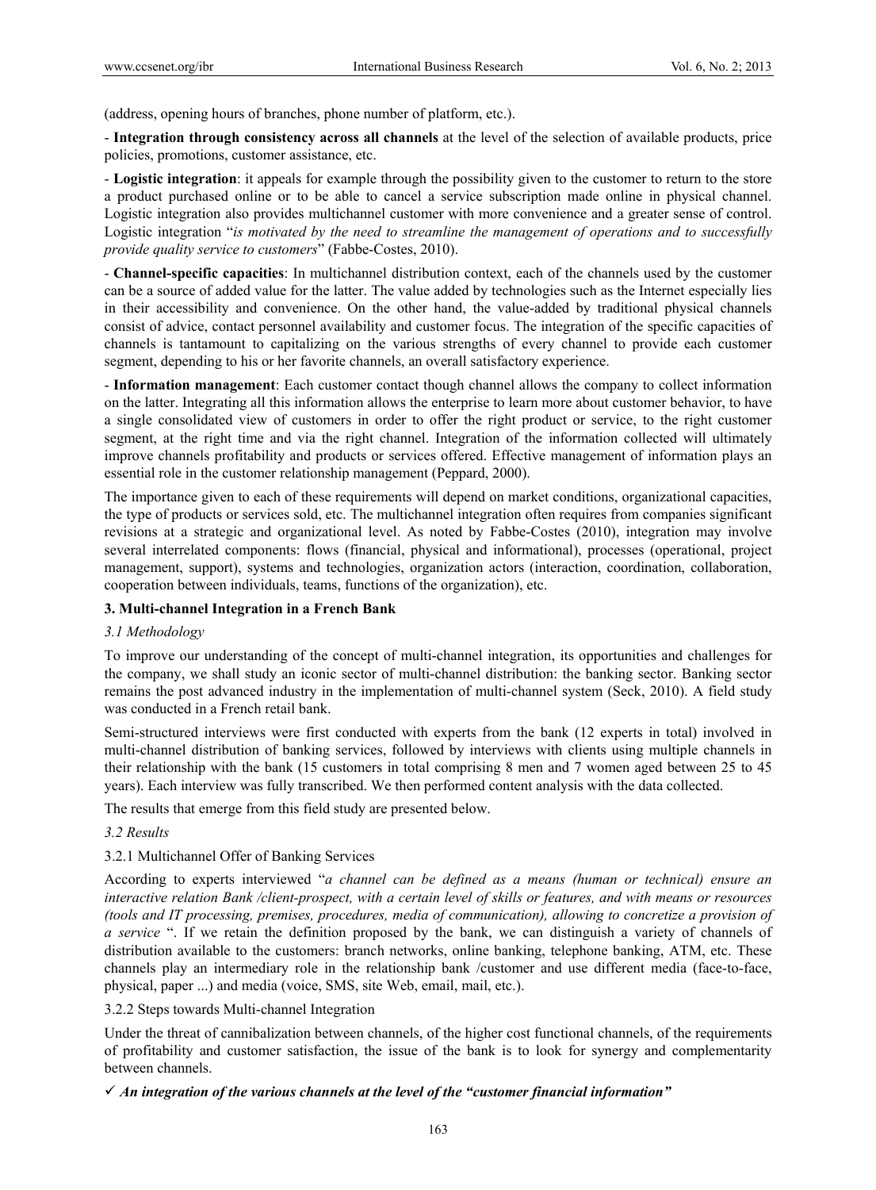(address, opening hours of branches, phone number of platform, etc.).

- **Integration through consistency across all channels** at the level of the selection of available products, price policies, promotions, customer assistance, etc.

- **Logistic integration**: it appeals for example through the possibility given to the customer to return to the store a product purchased online or to be able to cancel a service subscription made online in physical channel. Logistic integration also provides multichannel customer with more convenience and a greater sense of control. Logistic integration "*is motivated by the need to streamline the management of operations and to successfully provide quality service to customers*" (Fabbe-Costes, 2010).

- **Channel-specific capacities**: In multichannel distribution context, each of the channels used by the customer can be a source of added value for the latter. The value added by technologies such as the Internet especially lies in their accessibility and convenience. On the other hand, the value-added by traditional physical channels consist of advice, contact personnel availability and customer focus. The integration of the specific capacities of channels is tantamount to capitalizing on the various strengths of every channel to provide each customer segment, depending to his or her favorite channels, an overall satisfactory experience.

- **Information management**: Each customer contact though channel allows the company to collect information on the latter. Integrating all this information allows the enterprise to learn more about customer behavior, to have a single consolidated view of customers in order to offer the right product or service, to the right customer segment, at the right time and via the right channel. Integration of the information collected will ultimately improve channels profitability and products or services offered. Effective management of information plays an essential role in the customer relationship management (Peppard, 2000).

The importance given to each of these requirements will depend on market conditions, organizational capacities, the type of products or services sold, etc. The multichannel integration often requires from companies significant revisions at a strategic and organizational level. As noted by Fabbe-Costes (2010), integration may involve several interrelated components: flows (financial, physical and informational), processes (operational, project management, support), systems and technologies, organization actors (interaction, coordination, collaboration, cooperation between individuals, teams, functions of the organization), etc.

## 3. Multi-channel Integration in a French Bank

### *3.1 Methodology*

To improve our understanding of the concept of multi-channel integration, its opportunities and challenges for the company, we shall study an iconic sector of multi-channel distribution: the banking sector. Banking sector remains the post advanced industry in the implementation of multi-channel system (Seck, 2010). A field study was conducted in a French retail bank.

Semi-structured interviews were first conducted with experts from the bank (12 experts in total) involved in multi-channel distribution of banking services, followed by interviews with clients using multiple channels in their relationship with the bank (15 customers in total comprising 8 men and 7 women aged between 25 to 45 years). Each interview was fully transcribed. We then performed content analysis with the data collected.

The results that emerge from this field study are presented below.

### *3.2 Results*

#### 3.2.1 Multichannel Offer of Banking Services

According to experts interviewed "*a channel can be defined as a means (human or technical) ensure an interactive relation Bank /client-prospect, with a certain level of skills or features, and with means or resources (tools and IT processing, premises, procedures, media of communication), allowing to concretize a provision of a service* ". If we retain the definition proposed by the bank, we can distinguish a variety of channels of distribution available to the customers: branch networks, online banking, telephone banking, ATM, etc. These channels play an intermediary role in the relationship bank /customer and use different media (face-to-face, physical, paper ...) and media (voice, SMS, site Web, email, mail, etc.).

#### 3.2.2 Steps towards Multi-channel Integration

Under the threat of cannibalization between channels, of the higher cost functional channels, of the requirements of profitability and customer satisfaction, the issue of the bank is to look for synergy and complementarity between channels.

✓ ***An integration of the various channels at the level of the "customer financial information"***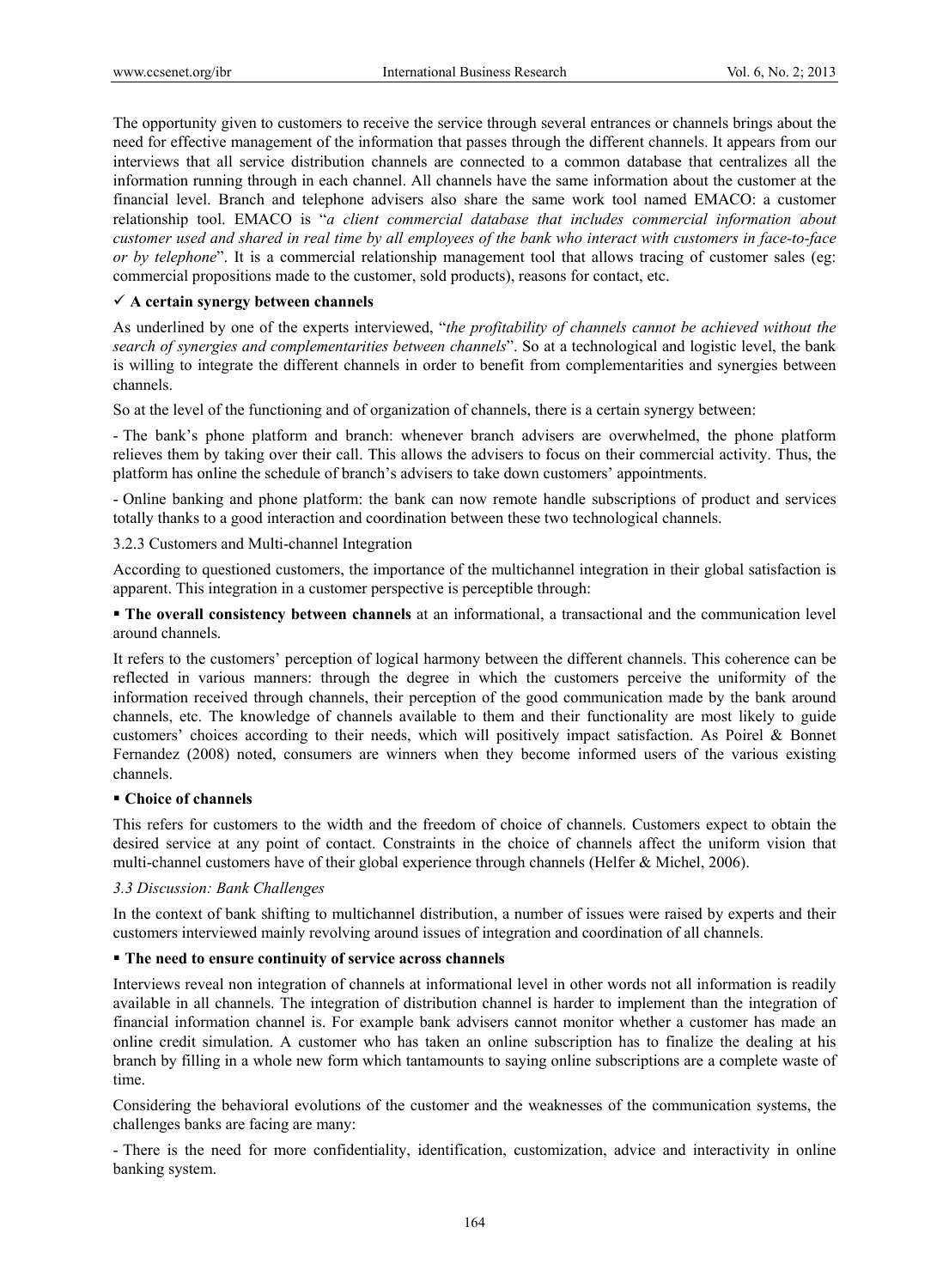The opportunity given to customers to receive the service through several entrances or channels brings about the need for effective management of the information that passes through the different channels. It appears from our interviews that all service distribution channels are connected to a common database that centralizes all the information running through in each channel. All channels have the same information about the customer at the financial level. Branch and telephone advisers also share the same work tool named EMACO: a customer relationship tool. EMACO is "*a client commercial database that includes commercial information about customer used and shared in real time by all employees of the bank who interact with customers in face-to-face or by telephone*". It is a commercial relationship management tool that allows tracing of customer sales (eg: commercial propositions made to the customer, sold products), reasons for contact, etc.

✓ **A certain synergy between channels**

As underlined by one of the experts interviewed, "*the profitability of channels cannot be achieved without the search of synergies and complementarities between channels*". So at a technological and logistic level, the bank is willing to integrate the different channels in order to benefit from complementarities and synergies between channels.

So at the level of the functioning and of organization of channels, there is a certain synergy between:

- The bank's phone platform and branch: whenever branch advisers are overwhelmed, the phone platform relieves them by taking over their call. This allows the advisers to focus on their commercial activity. Thus, the platform has online the schedule of branch's advisers to take down customers' appointments.

- Online banking and phone platform: the bank can now remote handle subscriptions of product and services totally thanks to a good interaction and coordination between these two technological channels.

3.2.3 Customers and Multi-channel Integration

According to questioned customers, the importance of the multichannel integration in their global satisfaction is apparent. This integration in a customer perspective is perceptible through:

▪ **The overall consistency between channels** at an informational, a transactional and the communication level around channels.

It refers to the customers' perception of logical harmony between the different channels. This coherence can be reflected in various manners: through the degree in which the customers perceive the uniformity of the information received through channels, their perception of the good communication made by the bank around channels, etc. The knowledge of channels available to them and their functionality are most likely to guide customers' choices according to their needs, which will positively impact satisfaction. As Poirel & Bonnet Fernandez (2008) noted, consumers are winners when they become informed users of the various existing channels.

▪ **Choice of channels**

This refers for customers to the width and the freedom of choice of channels. Customers expect to obtain the desired service at any point of contact. Constraints in the choice of channels affect the uniform vision that multi-channel customers have of their global experience through channels (Helfer & Michel, 2006).

*3.3 Discussion: Bank Challenges*

In the context of bank shifting to multichannel distribution, a number of issues were raised by experts and their customers interviewed mainly revolving around issues of integration and coordination of all channels.

▪ **The need to ensure continuity of service across channels**

Interviews reveal non integration of channels at informational level in other words not all information is readily available in all channels. The integration of distribution channel is harder to implement than the integration of financial information channel is. For example bank advisers cannot monitor whether a customer has made an online credit simulation. A customer who has taken an online subscription has to finalize the dealing at his branch by filling in a whole new form which tantamounts to saying online subscriptions are a complete waste of time.

Considering the behavioral evolutions of the customer and the weaknesses of the communication systems, the challenges banks are facing are many:

- There is the need for more confidentiality, identification, customization, advice and interactivity in online banking system.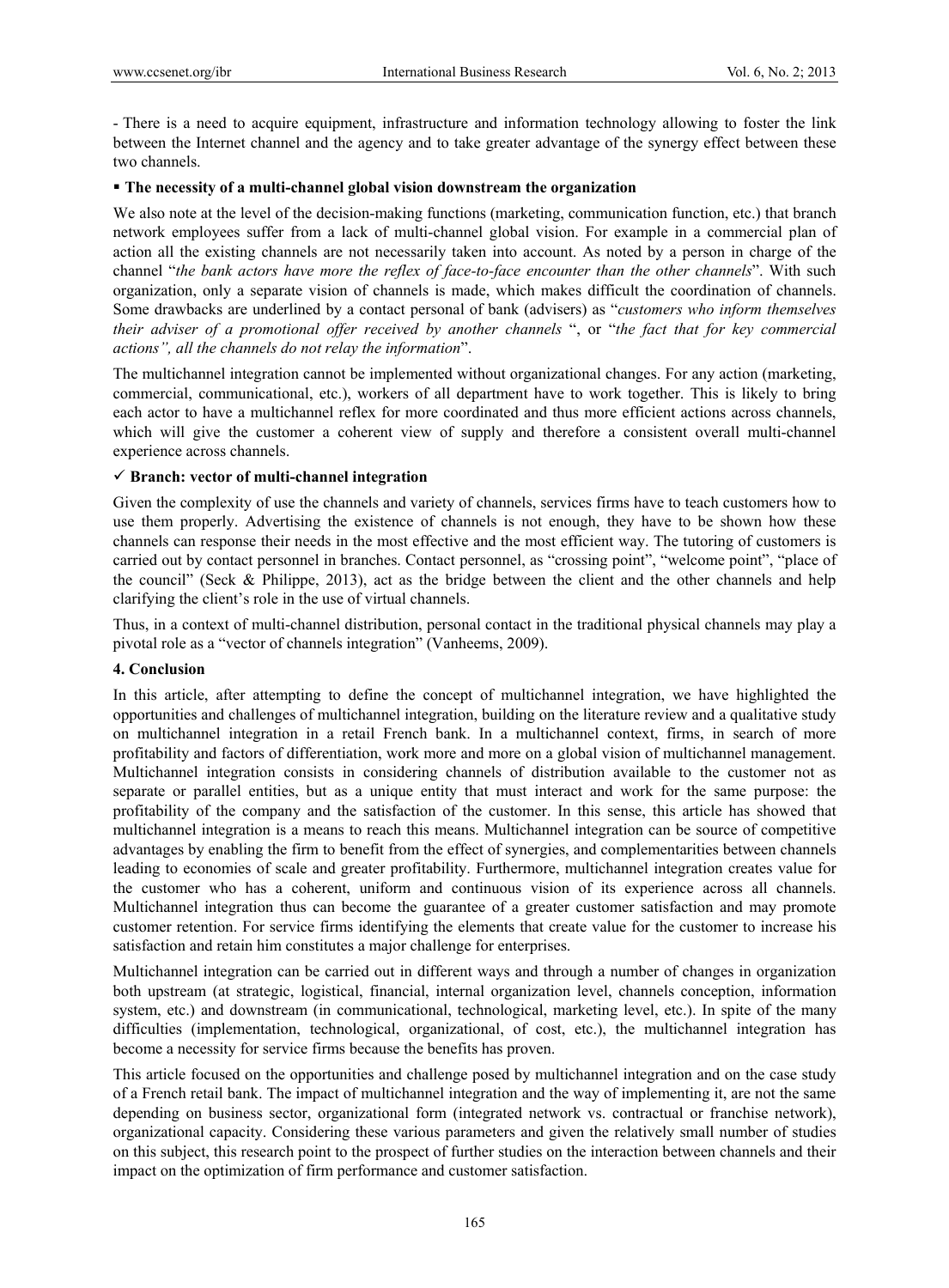- There is a need to acquire equipment, infrastructure and information technology allowing to foster the link between the Internet channel and the agency and to take greater advantage of the synergy effect between these two channels.

▪ **The necessity of a multi-channel global vision downstream the organization**

We also note at the level of the decision-making functions (marketing, communication function, etc.) that branch network employees suffer from a lack of multi-channel global vision. For example in a commercial plan of action all the existing channels are not necessarily taken into account. As noted by a person in charge of the channel "*the bank actors have more the reflex of face-to-face encounter than the other channels*". With such organization, only a separate vision of channels is made, which makes difficult the coordination of channels. Some drawbacks are underlined by a contact personal of bank (advisers) as "*customers who inform themselves their adviser of a promotional offer received by another channels* ", or "*the fact that for key commercial actions", all the channels do not relay the information*".

The multichannel integration cannot be implemented without organizational changes. For any action (marketing, commercial, communicational, etc.), workers of all department have to work together. This is likely to bring each actor to have a multichannel reflex for more coordinated and thus more efficient actions across channels, which will give the customer a coherent view of supply and therefore a consistent overall multi-channel experience across channels.

✓ **Branch: vector of multi-channel integration**

Given the complexity of use the channels and variety of channels, services firms have to teach customers how to use them properly. Advertising the existence of channels is not enough, they have to be shown how these channels can response their needs in the most effective and the most efficient way. The tutoring of customers is carried out by contact personnel in branches. Contact personnel, as "crossing point", "welcome point", "place of the council" (Seck & Philippe, 2013), act as the bridge between the client and the other channels and help clarifying the client's role in the use of virtual channels.

Thus, in a context of multi-channel distribution, personal contact in the traditional physical channels may play a pivotal role as a "vector of channels integration" (Vanheems, 2009).

## 4. Conclusion

In this article, after attempting to define the concept of multichannel integration, we have highlighted the opportunities and challenges of multichannel integration, building on the literature review and a qualitative study on multichannel integration in a retail French bank. In a multichannel context, firms, in search of more profitability and factors of differentiation, work more and more on a global vision of multichannel management. Multichannel integration consists in considering channels of distribution available to the customer not as separate or parallel entities, but as a unique entity that must interact and work for the same purpose: the profitability of the company and the satisfaction of the customer. In this sense, this article has showed that multichannel integration is a means to reach this means. Multichannel integration can be source of competitive advantages by enabling the firm to benefit from the effect of synergies, and complementarities between channels leading to economies of scale and greater profitability. Furthermore, multichannel integration creates value for the customer who has a coherent, uniform and continuous vision of its experience across all channels. Multichannel integration thus can become the guarantee of a greater customer satisfaction and may promote customer retention. For service firms identifying the elements that create value for the customer to increase his satisfaction and retain him constitutes a major challenge for enterprises.

Multichannel integration can be carried out in different ways and through a number of changes in organization both upstream (at strategic, logistical, financial, internal organization level, channels conception, information system, etc.) and downstream (in communicational, technological, marketing level, etc.). In spite of the many difficulties (implementation, technological, organizational, of cost, etc.), the multichannel integration has become a necessity for service firms because the benefits has proven.

This article focused on the opportunities and challenge posed by multichannel integration and on the case study of a French retail bank. The impact of multichannel integration and the way of implementing it, are not the same depending on business sector, organizational form (integrated network vs. contractual or franchise network), organizational capacity. Considering these various parameters and given the relatively small number of studies on this subject, this research point to the prospect of further studies on the interaction between channels and their impact on the optimization of firm performance and customer satisfaction.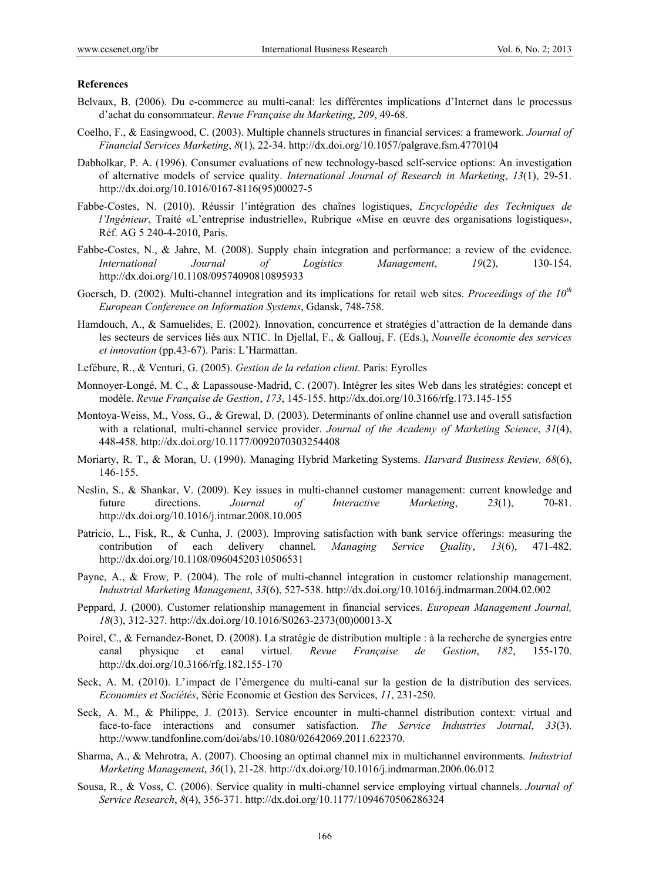**References**

Belvaux, B. (2006). Du e-commerce au multi-canal: les différentes implications d'Internet dans le processus d'achat du consommateur. *Revue Française du Marketing*, *209*, 49-68.

Coelho, F., & Easingwood, C. (2003). Multiple channels structures in financial services: a framework. *Journal of Financial Services Marketing*, *8*(1), 22-34. http://dx.doi.org/10.1057/palgrave.fsm.4770104

Dabholkar, P. A. (1996). Consumer evaluations of new technology-based self-service options: An investigation of alternative models of service quality. *International Journal of Research in Marketing*, *13*(1), 29-51. http://dx.doi.org/10.1016/0167-8116(95)00027-5

Fabbe-Costes, N. (2010). Réussir l'intégration des chaînes logistiques, *Encyclopédie des Techniques de l'Ingénieur*, Traité «L'entreprise industrielle», Rubrique «Mise en œuvre des organisations logistiques», Réf. AG 5 240-4-2010, Paris.

Fabbe-Costes, N., & Jahre, M. (2008). Supply chain integration and performance: a review of the evidence. *International Journal of Logistics Management*, *19*(2), 130-154. http://dx.doi.org/10.1108/09574090810895933

Goersch, D. (2002). Multi-channel integration and its implications for retail web sites. *Proceedings of the 10th European Conference on Information Systems*, Gdansk, 748-758.

Hamdouch, A., & Samuelides, E. (2002). Innovation, concurrence et stratégies d'attraction de la demande dans les secteurs de services liés aux NTIC. In Djellal, F., & Gallouj, F. (Eds.), *Nouvelle économie des services et innovation* (pp.43-67). Paris: L'Harmattan.

Lefébure, R., & Venturi, G. (2005). *Gestion de la relation client*. Paris: Eyrolles

Monnoyer-Longé, M. C., & Lapassouse-Madrid, C. (2007). Intégrer les sites Web dans les stratégies: concept et modèle. *Revue Française de Gestion*, *173*, 145-155. http://dx.doi.org/10.3166/rfg.173.145-155

Montoya-Weiss, M., Voss, G., & Grewal, D. (2003). Determinants of online channel use and overall satisfaction with a relational, multi-channel service provider. *Journal of the Academy of Marketing Science*, *31*(4), 448-458. http://dx.doi.org/10.1177/0092070303254408

Moriarty, R. T., & Moran, U. (1990). Managing Hybrid Marketing Systems. *Harvard Business Review, 68*(6), 146-155.

Neslin, S., & Shankar, V. (2009). Key issues in multi-channel customer management: current knowledge and future directions. *Journal of Interactive Marketing*, *23*(1), 70-81. http://dx.doi.org/10.1016/j.intmar.2008.10.005

Patricio, L., Fisk, R., & Cunha, J. (2003). Improving satisfaction with bank service offerings: measuring the contribution of each delivery channel. *Managing Service Quality*, *13*(6), 471-482. http://dx.doi.org/10.1108/09604520310506531

Payne, A., & Frow, P. (2004). The role of multi-channel integration in customer relationship management. *Industrial Marketing Management*, *33*(6), 527-538. http://dx.doi.org/10.1016/j.indmarman.2004.02.002

Peppard, J. (2000). Customer relationship management in financial services. *European Management Journal, 18*(3), 312-327. http://dx.doi.org/10.1016/S0263-2373(00)00013-X

Poirel, C., & Fernandez-Bonet, D. (2008). La stratégie de distribution multiple : à la recherche de synergies entre canal physique et canal virtuel. *Revue Française de Gestion*, *182*, 155-170. http://dx.doi.org/10.3166/rfg.182.155-170

Seck, A. M. (2010). L'impact de l'émergence du multi-canal sur la gestion de la distribution des services. *Economies et Sociétés*, Série Economie et Gestion des Services, *11*, 231-250.

Seck, A. M., & Philippe, J. (2013). Service encounter in multi-channel distribution context: virtual and face-to-face interactions and consumer satisfaction. *The Service Industries Journal*, *33*(3). http://www.tandfonline.com/doi/abs/10.1080/02642069.2011.622370.

Sharma, A., & Mehrotra, A. (2007). Choosing an optimal channel mix in multichannel environments. *Industrial Marketing Management*, *36*(1), 21-28. http://dx.doi.org/10.1016/j.indmarman.2006.06.012

Sousa, R., & Voss, C. (2006). Service quality in multi-channel service employing virtual channels. *Journal of Service Research*, *8*(4), 356-371. http://dx.doi.org/10.1177/1094670506286324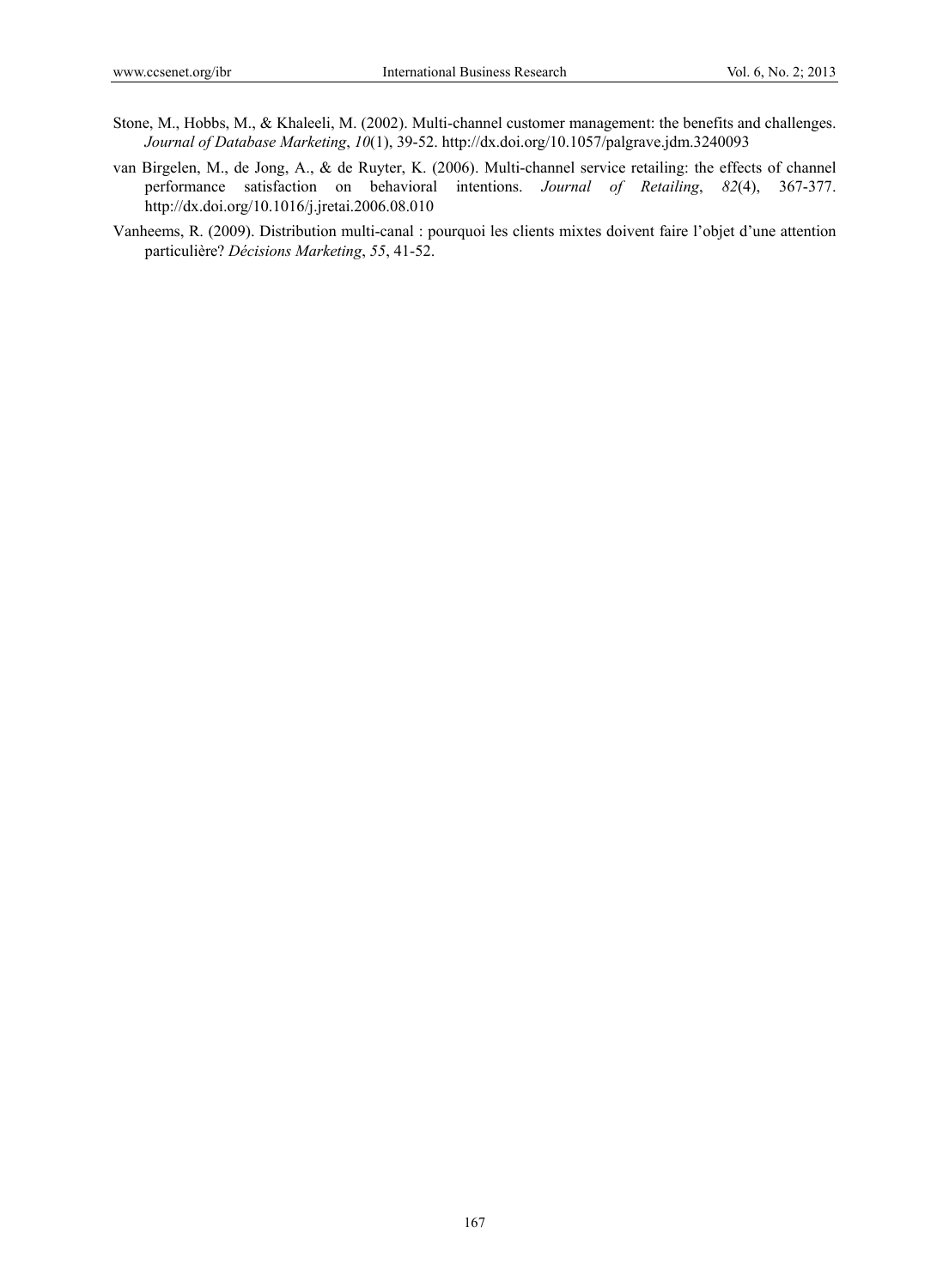Stone, M., Hobbs, M., & Khaleeli, M. (2002). Multi-channel customer management: the benefits and challenges. *Journal of Database Marketing*, *10*(1), 39-52. http://dx.doi.org/10.1057/palgrave.jdm.3240093

van Birgelen, M., de Jong, A., & de Ruyter, K. (2006). Multi-channel service retailing: the effects of channel performance satisfaction on behavioral intentions. *Journal of Retailing*, *82*(4), 367-377. http://dx.doi.org/10.1016/j.jretai.2006.08.010

Vanheems, R. (2009). Distribution multi-canal : pourquoi les clients mixtes doivent faire l'objet d'une attention particulière? *Décisions Marketing*, *55*, 41-52.